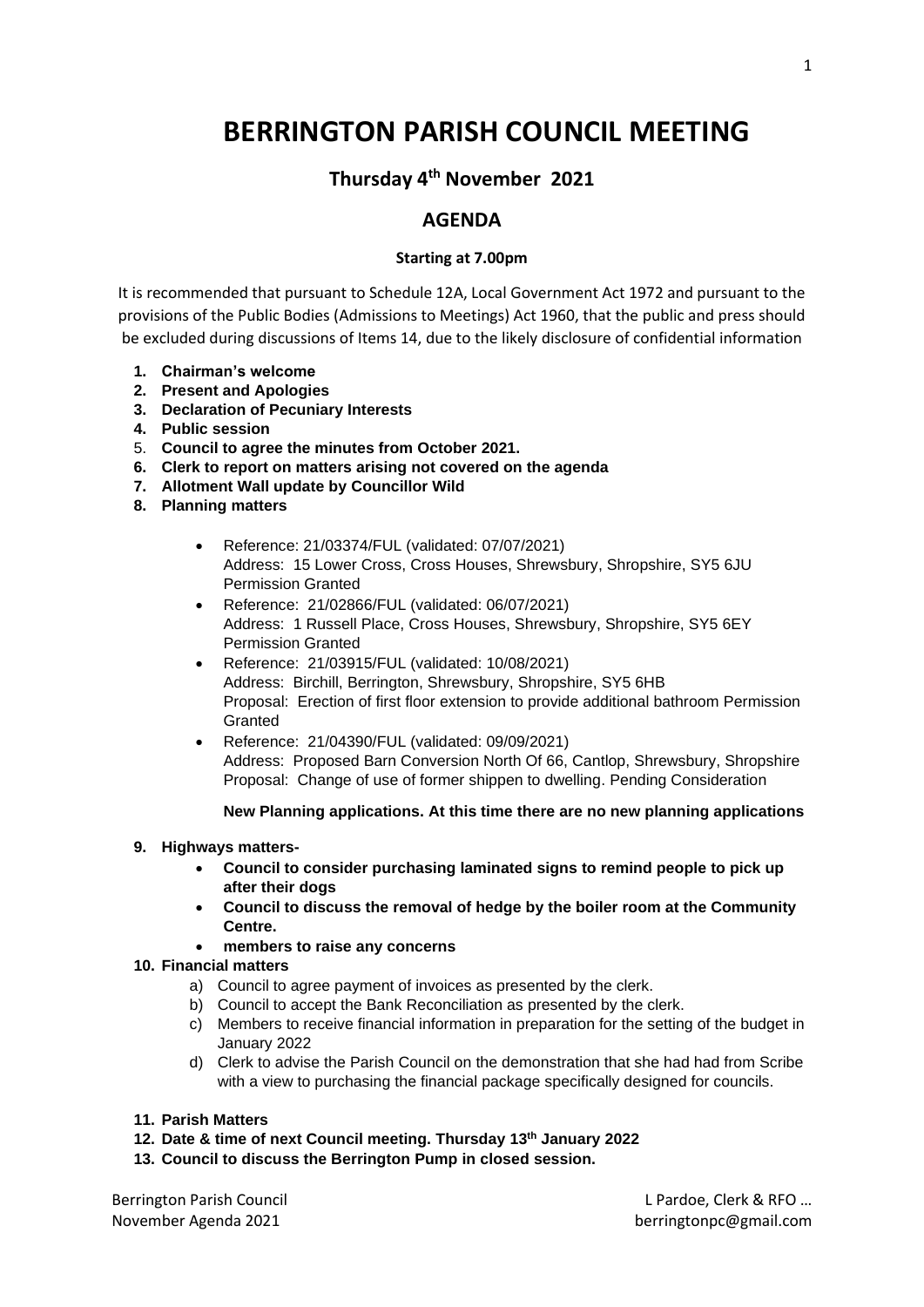# BERRINGTON PARISH COUNCIL MEETING

## Thursday 4th November 2021

## AGENDA

**Starting at 7.00pm**

It is recommended that pursuant to Schedule 12A, Local Government Act 1972 and pursuant to the provisions of the Public Bodies (Admissions to Meetings) Act 1960, that the public and press should be excluded during discussions of Items 14, due to the likely disclosure of confidential information

1. **Chairman's welcome**
2. **Present and Apologies**
3. **Declaration of Pecuniary Interests**
4. **Public session**
5. **Council to agree the minutes from October 2021.**
6. **Clerk to report on matters arising not covered on the agenda**
7. **Allotment Wall update by Councillor Wild**
8. **Planning matters**
   - Reference: 21/03374/FUL (validated: 07/07/2021)
     Address: 15 Lower Cross, Cross Houses, Shrewsbury, Shropshire, SY5 6JU
     Permission Granted
   - Reference: 21/02866/FUL (validated: 06/07/2021)
     Address: 1 Russell Place, Cross Houses, Shrewsbury, Shropshire, SY5 6EY
     Permission Granted
   - Reference: 21/03915/FUL (validated: 10/08/2021)
     Address: Birchill, Berrington, Shrewsbury, Shropshire, SY5 6HB
     Proposal: Erection of first floor extension to provide additional bathroom Permission Granted
   - Reference: 21/04390/FUL (validated: 09/09/2021)
     Address: Proposed Barn Conversion North Of 66, Cantlop, Shrewsbury, Shropshire
     Proposal: Change of use of former shippen to dwelling. Pending Consideration

   **New Planning applications. At this time there are no new planning applications**

9. **Highways matters-**
   - **Council to consider purchasing laminated signs to remind people to pick up after their dogs**
   - **Council to discuss the removal of hedge by the boiler room at the Community Centre.**
   - **members to raise any concerns**
10. **Financial matters**
    a) Council to agree payment of invoices as presented by the clerk.
    b) Council to accept the Bank Reconciliation as presented by the clerk.
    c) Members to receive financial information in preparation for the setting of the budget in January 2022
    d) Clerk to advise the Parish Council on the demonstration that she had had from Scribe with a view to purchasing the financial package specifically designed for councils.
11. **Parish Matters**
12. **Date & time of next Council meeting. Thursday 13th January 2022**
13. **Council to discuss the Berrington Pump in closed session.**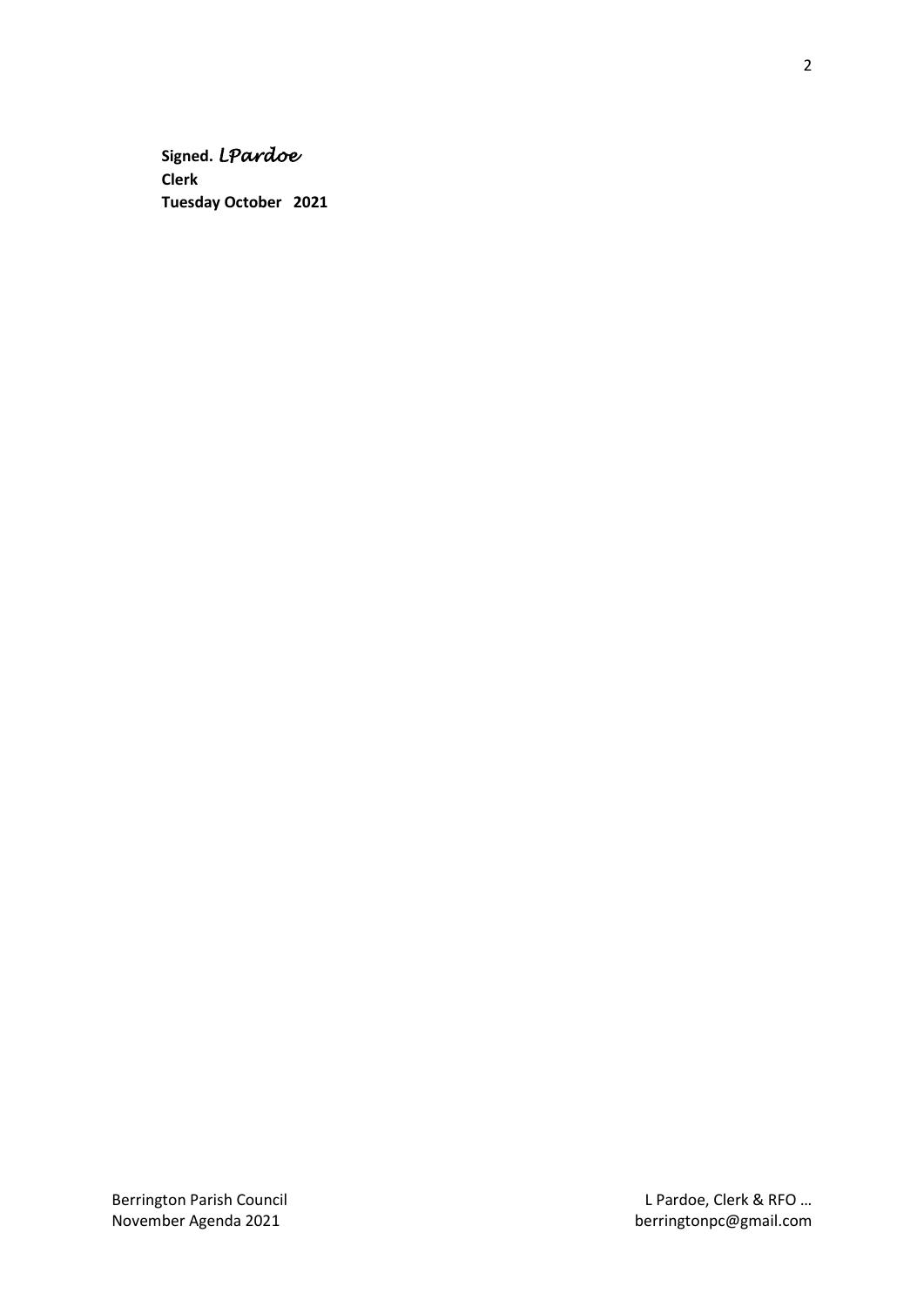**Signed.** *LPardoe*
**Clerk**
**Tuesday October 2021**